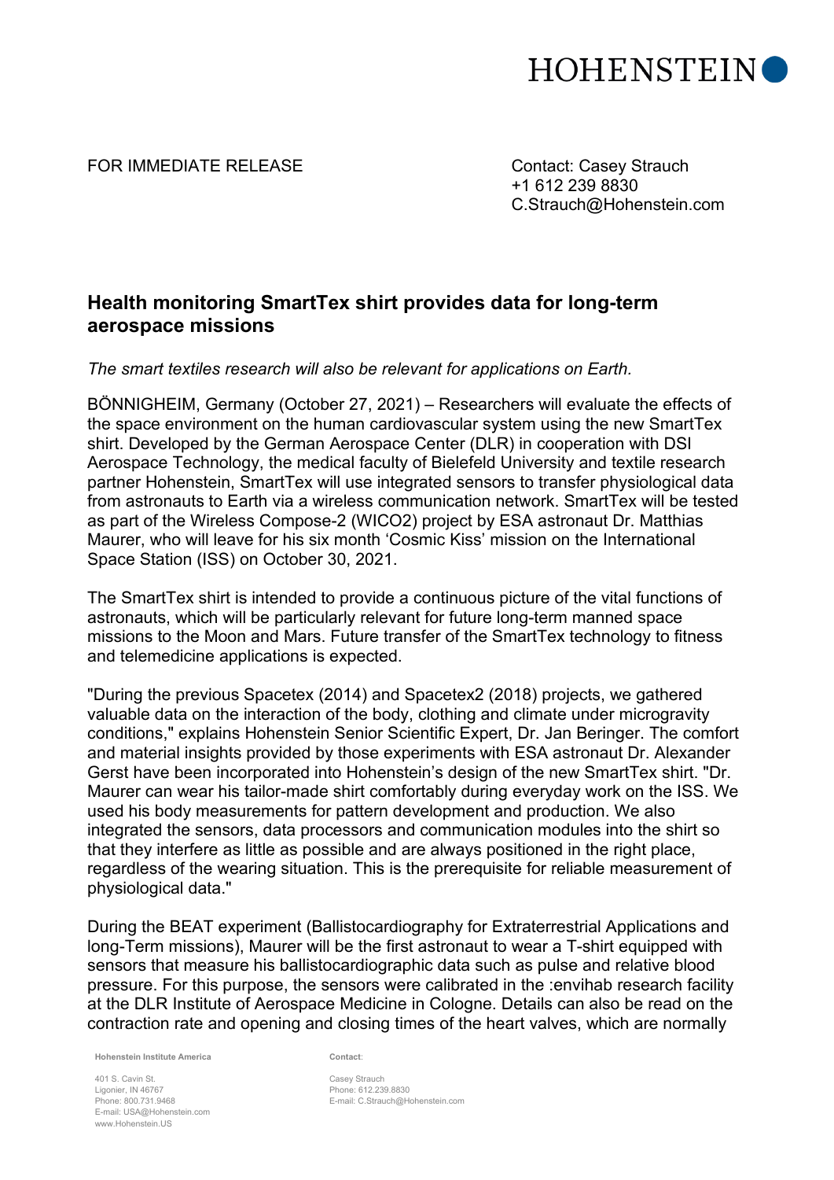FOR IMMEDIATE RELEASE

Contact: Casey Strauch
+1 612 239 8830
C.Strauch@Hohenstein.com

## Health monitoring SmartTex shirt provides data for long-term aerospace missions

*The smart textiles research will also be relevant for applications on Earth.*

BÖNNIGHEIM, Germany (October 27, 2021) – Researchers will evaluate the effects of the space environment on the human cardiovascular system using the new SmartTex shirt. Developed by the German Aerospace Center (DLR) in cooperation with DSI Aerospace Technology, the medical faculty of Bielefeld University and textile research partner Hohenstein, SmartTex will use integrated sensors to transfer physiological data from astronauts to Earth via a wireless communication network. SmartTex will be tested as part of the Wireless Compose-2 (WICO2) project by ESA astronaut Dr. Matthias Maurer, who will leave for his six month 'Cosmic Kiss' mission on the International Space Station (ISS) on October 30, 2021.

The SmartTex shirt is intended to provide a continuous picture of the vital functions of astronauts, which will be particularly relevant for future long-term manned space missions to the Moon and Mars. Future transfer of the SmartTex technology to fitness and telemedicine applications is expected.

"During the previous Spacetex (2014) and Spacetex2 (2018) projects, we gathered valuable data on the interaction of the body, clothing and climate under microgravity conditions," explains Hohenstein Senior Scientific Expert, Dr. Jan Beringer. The comfort and material insights provided by those experiments with ESA astronaut Dr. Alexander Gerst have been incorporated into Hohenstein's design of the new SmartTex shirt. "Dr. Maurer can wear his tailor-made shirt comfortably during everyday work on the ISS. We used his body measurements for pattern development and production. We also integrated the sensors, data processors and communication modules into the shirt so that they interfere as little as possible and are always positioned in the right place, regardless of the wearing situation. This is the prerequisite for reliable measurement of physiological data."

During the BEAT experiment (Ballistocardiography for Extraterrestrial Applications and long-Term missions), Maurer will be the first astronaut to wear a T-shirt equipped with sensors that measure his ballistocardiographic data such as pulse and relative blood pressure. For this purpose, the sensors were calibrated in the :envihab research facility at the DLR Institute of Aerospace Medicine in Cologne. Details can also be read on the contraction rate and opening and closing times of the heart valves, which are normally

**Hohenstein Institute America**

401 S. Cavin St.
Ligonier, IN 46767
Phone: 800.731.9468
E-mail: USA@Hohenstein.com
www.Hohenstein.US

**Contact**:

Casey Strauch
Phone: 612.239.8830
E-mail: C.Strauch@Hohenstein.com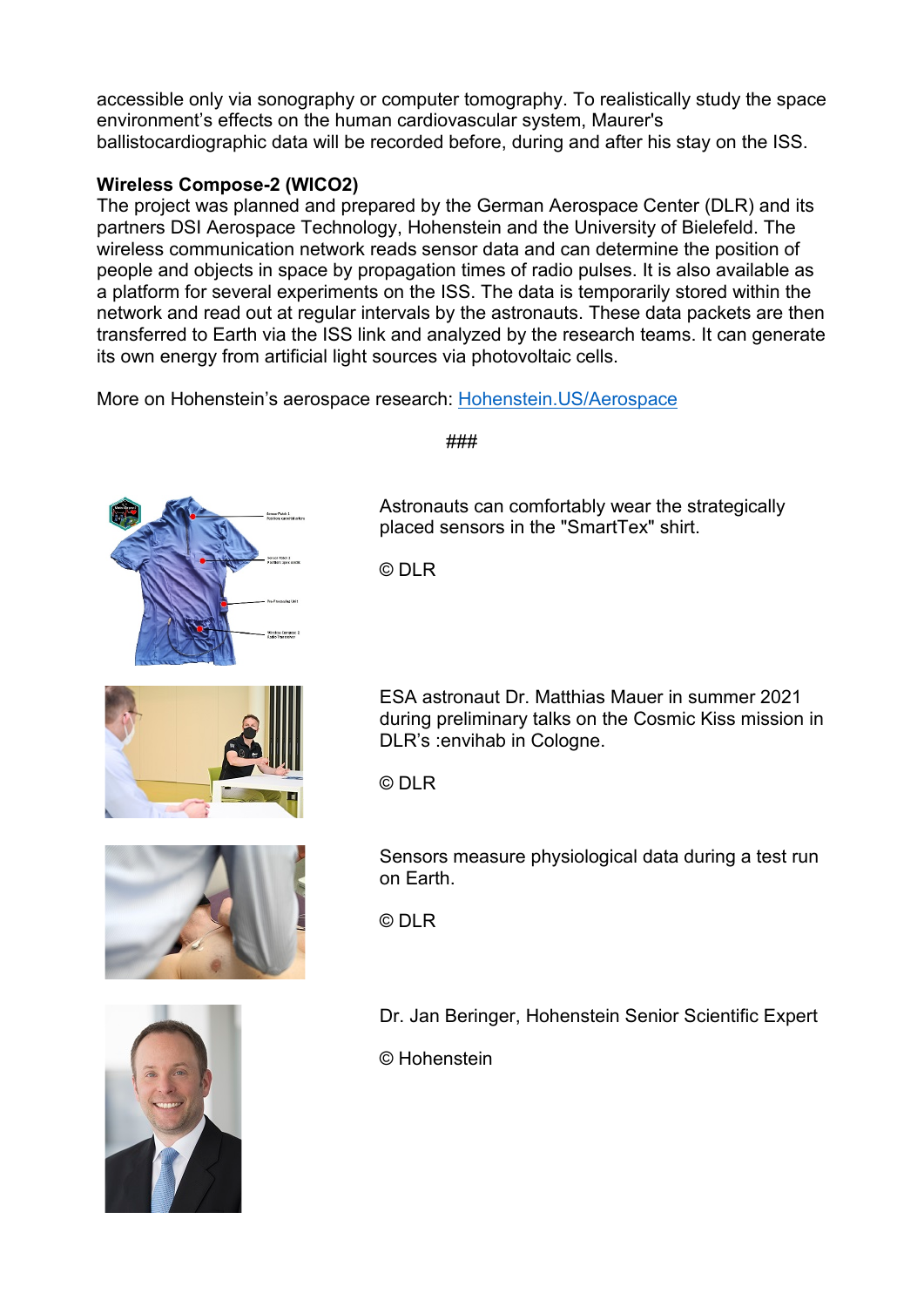accessible only via sonography or computer tomography. To realistically study the space environment's effects on the human cardiovascular system, Maurer's ballistocardiographic data will be recorded before, during and after his stay on the ISS.

**Wireless Compose-2 (WICO2)**

The project was planned and prepared by the German Aerospace Center (DLR) and its partners DSI Aerospace Technology, Hohenstein and the University of Bielefeld. The wireless communication network reads sensor data and can determine the position of people and objects in space by propagation times of radio pulses. It is also available as a platform for several experiments on the ISS. The data is temporarily stored within the network and read out at regular intervals by the astronauts. These data packets are then transferred to Earth via the ISS link and analyzed by the research teams. It can generate its own energy from artificial light sources via photovoltaic cells.

More on Hohenstein's aerospace research: [Hohenstein.US/Aerospace](Hohenstein.US/Aerospace)

###

Astronauts can comfortably wear the strategically placed sensors in the "SmartTex" shirt.

© DLR

ESA astronaut Dr. Matthias Mauer in summer 2021 during preliminary talks on the Cosmic Kiss mission in DLR's :envihab in Cologne.

© DLR

Sensors measure physiological data during a test run on Earth.

© DLR

Dr. Jan Beringer, Hohenstein Senior Scientific Expert

© Hohenstein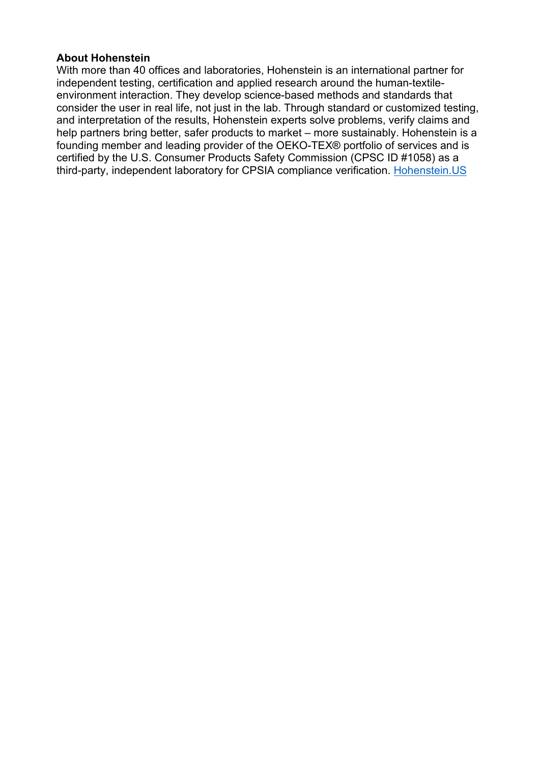**About Hohenstein**

With more than 40 offices and laboratories, Hohenstein is an international partner for independent testing, certification and applied research around the human-textile-environment interaction. They develop science-based methods and standards that consider the user in real life, not just in the lab. Through standard or customized testing, and interpretation of the results, Hohenstein experts solve problems, verify claims and help partners bring better, safer products to market – more sustainably. Hohenstein is a founding member and leading provider of the OEKO-TEX® portfolio of services and is certified by the U.S. Consumer Products Safety Commission (CPSC ID #1058) as a third-party, independent laboratory for CPSIA compliance verification. Hohenstein.US